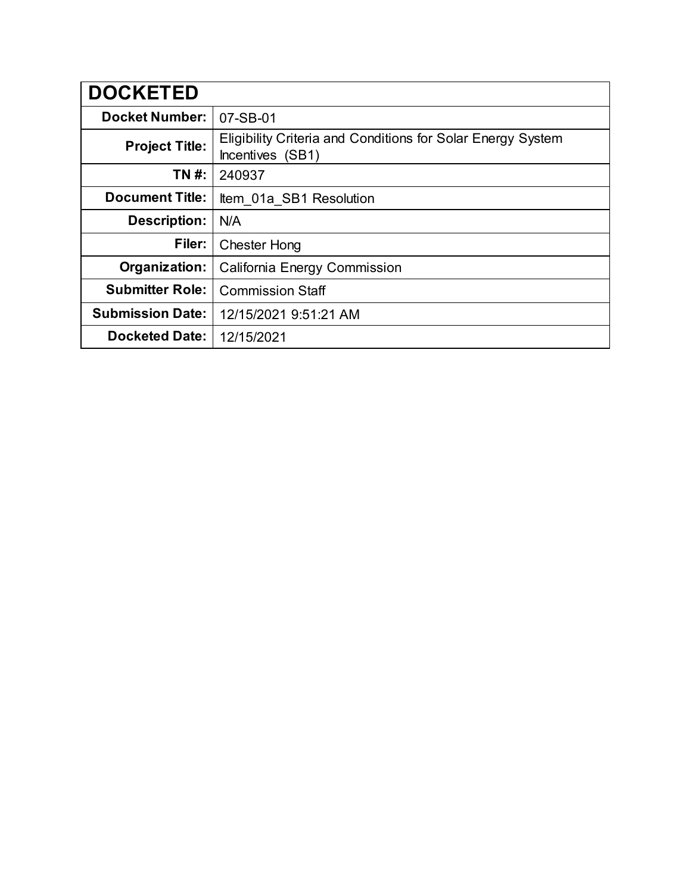| DOCKETED | |
|---|---|
| **Docket Number:** | 07-SB-01 |
| **Project Title:** | Eligibility Criteria and Conditions for Solar Energy System Incentives (SB1) |
| **TN #:** | 240937 |
| **Document Title:** | Item_01a_SB1 Resolution |
| **Description:** | N/A |
| **Filer:** | Chester Hong |
| **Organization:** | California Energy Commission |
| **Submitter Role:** | Commission Staff |
| **Submission Date:** | 12/15/2021 9:51:21 AM |
| **Docketed Date:** | 12/15/2021 |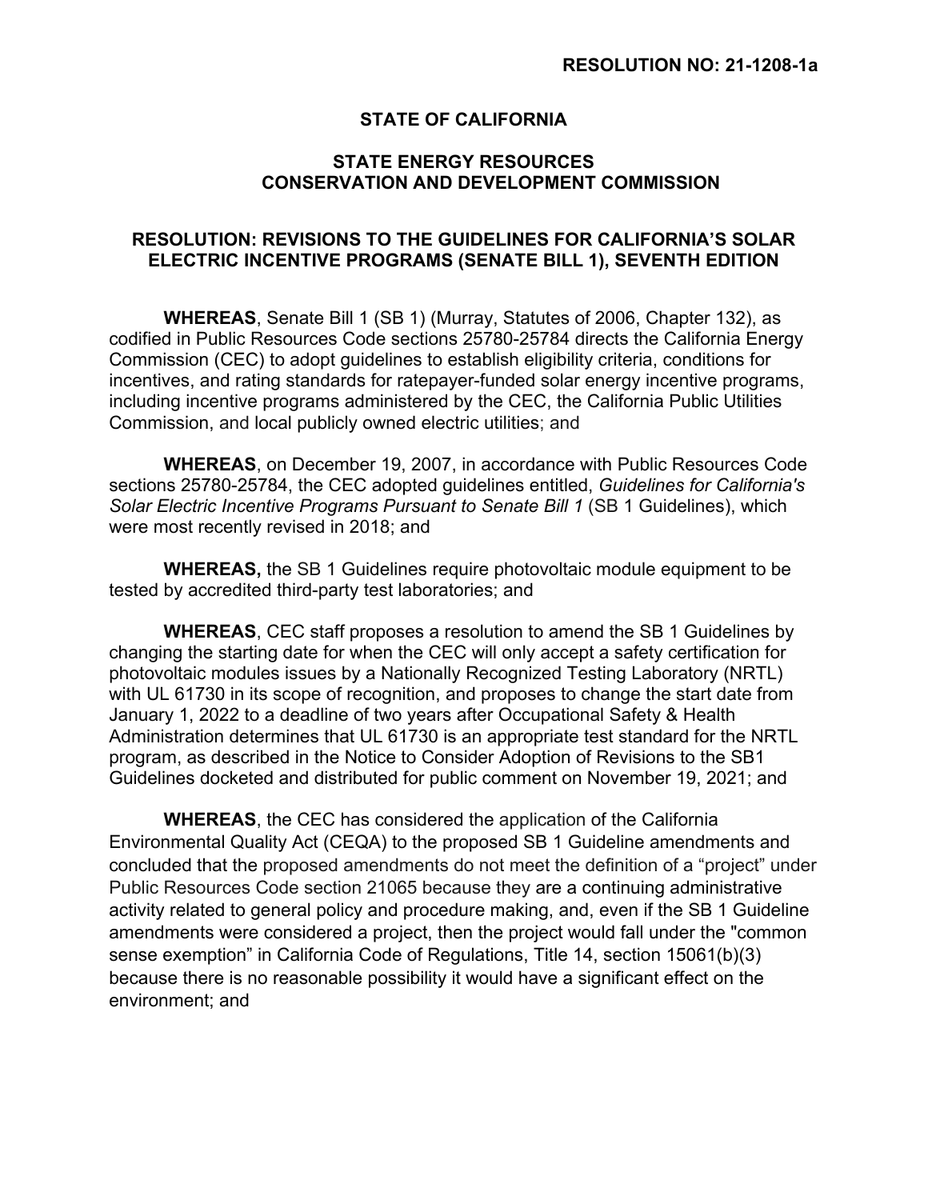**RESOLUTION NO: 21-1208-1a**

## STATE OF CALIFORNIA

## STATE ENERGY RESOURCES CONSERVATION AND DEVELOPMENT COMMISSION

### RESOLUTION: REVISIONS TO THE GUIDELINES FOR CALIFORNIA'S SOLAR ELECTRIC INCENTIVE PROGRAMS (SENATE BILL 1), SEVENTH EDITION

**WHEREAS**, Senate Bill 1 (SB 1) (Murray, Statutes of 2006, Chapter 132), as codified in Public Resources Code sections 25780-25784 directs the California Energy Commission (CEC) to adopt guidelines to establish eligibility criteria, conditions for incentives, and rating standards for ratepayer-funded solar energy incentive programs, including incentive programs administered by the CEC, the California Public Utilities Commission, and local publicly owned electric utilities; and

**WHEREAS**, on December 19, 2007, in accordance with Public Resources Code sections 25780-25784, the CEC adopted guidelines entitled, *Guidelines for California's Solar Electric Incentive Programs Pursuant to Senate Bill 1* (SB 1 Guidelines), which were most recently revised in 2018; and

**WHEREAS,** the SB 1 Guidelines require photovoltaic module equipment to be tested by accredited third-party test laboratories; and

**WHEREAS**, CEC staff proposes a resolution to amend the SB 1 Guidelines by changing the starting date for when the CEC will only accept a safety certification for photovoltaic modules issues by a Nationally Recognized Testing Laboratory (NRTL) with UL 61730 in its scope of recognition, and proposes to change the start date from January 1, 2022 to a deadline of two years after Occupational Safety & Health Administration determines that UL 61730 is an appropriate test standard for the NRTL program, as described in the Notice to Consider Adoption of Revisions to the SB1 Guidelines docketed and distributed for public comment on November 19, 2021; and

**WHEREAS**, the CEC has considered the application of the California Environmental Quality Act (CEQA) to the proposed SB 1 Guideline amendments and concluded that the proposed amendments do not meet the definition of a "project" under Public Resources Code section 21065 because they are a continuing administrative activity related to general policy and procedure making, and, even if the SB 1 Guideline amendments were considered a project, then the project would fall under the "common sense exemption" in California Code of Regulations, Title 14, section 15061(b)(3) because there is no reasonable possibility it would have a significant effect on the environment; and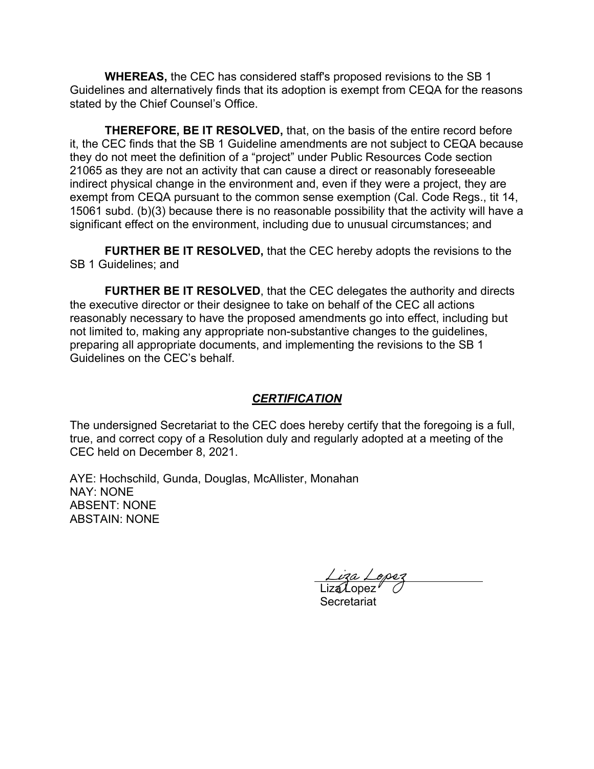**WHEREAS,** the CEC has considered staff's proposed revisions to the SB 1 Guidelines and alternatively finds that its adoption is exempt from CEQA for the reasons stated by the Chief Counsel's Office.

**THEREFORE, BE IT RESOLVED,** that, on the basis of the entire record before it, the CEC finds that the SB 1 Guideline amendments are not subject to CEQA because they do not meet the definition of a "project" under Public Resources Code section 21065 as they are not an activity that can cause a direct or reasonably foreseeable indirect physical change in the environment and, even if they were a project, they are exempt from CEQA pursuant to the common sense exemption (Cal. Code Regs., tit 14, 15061 subd. (b)(3) because there is no reasonable possibility that the activity will have a significant effect on the environment, including due to unusual circumstances; and

**FURTHER BE IT RESOLVED,** that the CEC hereby adopts the revisions to the SB 1 Guidelines; and

**FURTHER BE IT RESOLVED**, that the CEC delegates the authority and directs the executive director or their designee to take on behalf of the CEC all actions reasonably necessary to have the proposed amendments go into effect, including but not limited to, making any appropriate non-substantive changes to the guidelines, preparing all appropriate documents, and implementing the revisions to the SB 1 Guidelines on the CEC's behalf.

## ***CERTIFICATION***

The undersigned Secretariat to the CEC does hereby certify that the foregoing is a full, true, and correct copy of a Resolution duly and regularly adopted at a meeting of the CEC held on December 8, 2021.

AYE: Hochschild, Gunda, Douglas, McAllister, Monahan
NAY: NONE
ABSENT: NONE
ABSTAIN: NONE

*Liza Lopez*
Liza Lopez
Secretariat